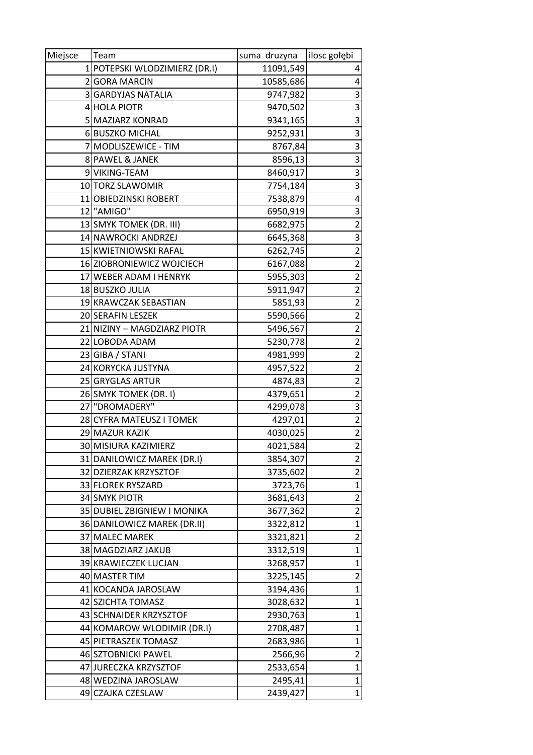| Miejsce | Team | suma druzyna | ilosc gołębi |
|---|---|---|---|
| 1 | POTEPSKI WLODZIMIERZ (DR.I) | 11091,549 | 4 |
| 2 | GORA MARCIN | 10585,686 | 4 |
| 3 | GARDYJAS NATALIA | 9747,982 | 3 |
| 4 | HOLA PIOTR | 9470,502 | 3 |
| 5 | MAZIARZ KONRAD | 9341,165 | 3 |
| 6 | BUSZKO MICHAL | 9252,931 | 3 |
| 7 | MODLISZEWICE - TIM | 8767,84 | 3 |
| 8 | PAWEL & JANEK | 8596,13 | 3 |
| 9 | VIKING-TEAM | 8460,917 | 3 |
| 10 | TORZ SLAWOMIR | 7754,184 | 3 |
| 11 | OBIEDZINSKI ROBERT | 7538,879 | 4 |
| 12 | "AMIGO" | 6950,919 | 3 |
| 13 | SMYK TOMEK (DR. III) | 6682,975 | 2 |
| 14 | NAWROCKI ANDRZEJ | 6645,368 | 3 |
| 15 | KWIETNIOWSKI RAFAL | 6262,745 | 2 |
| 16 | ZIOBRONIEWICZ WOJCIECH | 6167,088 | 2 |
| 17 | WEBER ADAM I HENRYK | 5955,303 | 2 |
| 18 | BUSZKO JULIA | 5911,947 | 2 |
| 19 | KRAWCZAK SEBASTIAN | 5851,93 | 2 |
| 20 | SERAFIN LESZEK | 5590,566 | 2 |
| 21 | NIZINY – MAGDZIARZ PIOTR | 5496,567 | 2 |
| 22 | LOBODA ADAM | 5230,778 | 2 |
| 23 | GIBA / STANI | 4981,999 | 2 |
| 24 | KORYCKA JUSTYNA | 4957,522 | 2 |
| 25 | GRYGLAS ARTUR | 4874,83 | 2 |
| 26 | SMYK TOMEK (DR. I) | 4379,651 | 2 |
| 27 | "DROMADERY" | 4299,078 | 3 |
| 28 | CYFRA MATEUSZ I TOMEK | 4297,01 | 2 |
| 29 | MAZUR KAZIK | 4030,025 | 2 |
| 30 | MISIURA KAZIMIERZ | 4021,584 | 2 |
| 31 | DANILOWICZ MAREK (DR.I) | 3854,307 | 2 |
| 32 | DZIERZAK KRZYSZTOF | 3735,602 | 2 |
| 33 | FLOREK RYSZARD | 3723,76 | 1 |
| 34 | SMYK PIOTR | 3681,643 | 2 |
| 35 | DUBIEL ZBIGNIEW I MONIKA | 3677,362 | 2 |
| 36 | DANILOWICZ MAREK (DR.II) | 3322,812 | 1 |
| 37 | MALEC MAREK | 3321,821 | 2 |
| 38 | MAGDZIARZ JAKUB | 3312,519 | 1 |
| 39 | KRAWIECZEK LUCJAN | 3268,957 | 1 |
| 40 | MASTER TIM | 3225,145 | 2 |
| 41 | KOCANDA JAROSLAW | 3194,436 | 1 |
| 42 | SZICHTA TOMASZ | 3028,632 | 1 |
| 43 | SCHNAIDER KRZYSZTOF | 2930,763 | 1 |
| 44 | KOMAROW WLODIMIR (DR.I) | 2708,487 | 1 |
| 45 | PIETRASZEK TOMASZ | 2683,986 | 1 |
| 46 | SZTOBNICKI PAWEL | 2566,96 | 2 |
| 47 | JURECZKA KRZYSZTOF | 2533,654 | 1 |
| 48 | WEDZINA JAROSLAW | 2495,41 | 1 |
| 49 | CZAJKA CZESLAW | 2439,427 | 1 |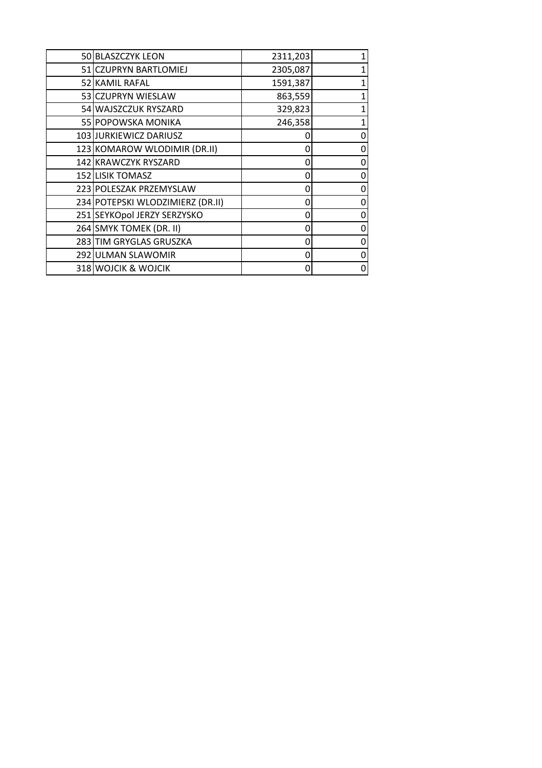| | | | |
|---|---|---|---|
| 50 | BLASZCZYK LEON | 2311,203 | 1 |
| 51 | CZUPRYN BARTLOMIEJ | 2305,087 | 1 |
| 52 | KAMIL RAFAL | 1591,387 | 1 |
| 53 | CZUPRYN WIESLAW | 863,559 | 1 |
| 54 | WAJSZCZUK RYSZARD | 329,823 | 1 |
| 55 | POPOWSKA MONIKA | 246,358 | 1 |
| 103 | JURKIEWICZ DARIUSZ | 0 | 0 |
| 123 | KOMAROW WLODIMIR (DR.II) | 0 | 0 |
| 142 | KRAWCZYK RYSZARD | 0 | 0 |
| 152 | LISIK TOMASZ | 0 | 0 |
| 223 | POLESZAK PRZEMYSLAW | 0 | 0 |
| 234 | POTEPSKI WLODZIMIERZ (DR.II) | 0 | 0 |
| 251 | SEYKOpol JERZY SERZYSKO | 0 | 0 |
| 264 | SMYK TOMEK (DR. II) | 0 | 0 |
| 283 | TIM GRYGLAS GRUSZKA | 0 | 0 |
| 292 | ULMAN SLAWOMIR | 0 | 0 |
| 318 | WOJCIK & WOJCIK | 0 | 0 |